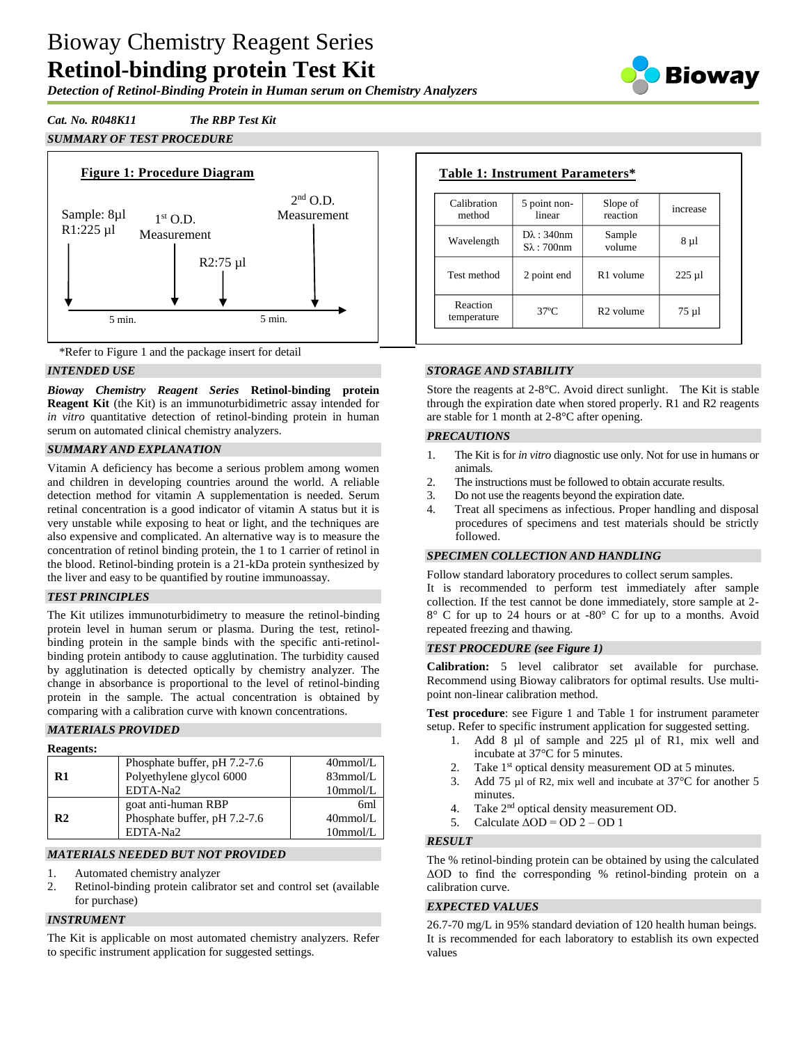# Bioway Chemistry Reagent Series

# Retinol-binding protein Test Kit

*Detection of Retinol-Binding Protein in Human serum on Chemistry Analyzers*

*Cat. No. R048K11* *The RBP Test Kit*

## SUMMARY OF TEST PROCEDURE

**Figure 1: Procedure Diagram**

Sample: 8µl
R1:225 µl

1st O.D. Measurement

R2:75 µl

2nd O.D. Measurement

5 min. 5 min.

*Refer to Figure 1 and the package insert for detail

**Table 1: Instrument Parameters***

| Calibration method | 5 point non-linear | Slope of reaction | increase |
|---|---|---|---|
| Wavelength | Dλ : 340nm Sλ : 700nm | Sample volume | 8 µl |
| Test method | 2 point end | R1 volume | 225 µl |
| Reaction temperature | 37ºC | R2 volume | 75 µl |

## INTENDED USE

***Bioway Chemistry Reagent Series* Retinol-binding protein Reagent Kit** (the Kit) is an immunoturbidimetric assay intended for *in vitro* quantitative detection of retinol-binding protein in human serum on automated clinical chemistry analyzers.

## SUMMARY AND EXPLANATION

Vitamin A deficiency has become a serious problem among women and children in developing countries around the world. A reliable detection method for vitamin A supplementation is needed. Serum retinal concentration is a good indicator of vitamin A status but it is very unstable while exposing to heat or light, and the techniques are also expensive and complicated. An alternative way is to measure the concentration of retinol binding protein, the 1 to 1 carrier of retinol in the blood. Retinol-binding protein is a 21-kDa protein synthesized by the liver and easy to be quantified by routine immunoassay.

## TEST PRINCIPLES

The Kit utilizes immunoturbidimetry to measure the retinol-binding protein level in human serum or plasma. During the test, retinol-binding protein in the sample binds with the specific anti-retinol-binding protein antibody to cause agglutination. The turbidity caused by agglutination is detected optically by chemistry analyzer. The change in absorbance is proportional to the level of retinol-binding protein in the sample. The actual concentration is obtained by comparing with a calibration curve with known concentrations.

## MATERIALS PROVIDED

**Reagents:**

| | | |
|---|---|---|
| **R1** | Phosphate buffer, pH 7.2-7.6 | 40mmol/L |
| | Polyethylene glycol 6000 | 83mmol/L |
| | EDTA-Na2 | 10mmol/L |
| **R2** | goat anti-human RBP | 6ml |
| | Phosphate buffer, pH 7.2-7.6 | 40mmol/L |
| | EDTA-Na2 | 10mmol/L |

## MATERIALS NEEDED BUT NOT PROVIDED

1. Automated chemistry analyzer
2. Retinol-binding protein calibrator set and control set (available for purchase)

## INSTRUMENT

The Kit is applicable on most automated chemistry analyzers. Refer to specific instrument application for suggested settings.

## STORAGE AND STABILITY

Store the reagents at 2-8°C. Avoid direct sunlight. The Kit is stable through the expiration date when stored properly. R1 and R2 reagents are stable for 1 month at 2-8°C after opening.

## PRECAUTIONS

1. The Kit is for *in vitro* diagnostic use only. Not for use in humans or animals.
2. The instructions must be followed to obtain accurate results.
3. Do not use the reagents beyond the expiration date.
4. Treat all specimens as infectious. Proper handling and disposal procedures of specimens and test materials should be strictly followed.

## SPECIMEN COLLECTION AND HANDLING

Follow standard laboratory procedures to collect serum samples.
It is recommended to perform test immediately after sample collection. If the test cannot be done immediately, store sample at 2-8° C for up to 24 hours or at -80° C for up to a months. Avoid repeated freezing and thawing.

## TEST PROCEDURE (see Figure 1)

**Calibration:** 5 level calibrator set available for purchase. Recommend using Bioway calibrators for optimal results. Use multi-point non-linear calibration method.

**Test procedure**: see Figure 1 and Table 1 for instrument parameter setup. Refer to specific instrument application for suggested setting.

1. Add 8 µl of sample and 225 µl of R1, mix well and incubate at 37°C for 5 minutes.
2. Take 1st optical density measurement OD at 5 minutes.
3. Add 75 µl of R2, mix well and incubate at 37°C for another 5 minutes.
4. Take 2nd optical density measurement OD.
5. Calculate $\Delta OD = OD\ 2 - OD\ 1$

## RESULT

The % retinol-binding protein can be obtained by using the calculated ΔOD to find the corresponding % retinol-binding protein on a calibration curve.

## EXPECTED VALUES

26.7-70 mg/L in 95% standard deviation of 120 health human beings. It is recommended for each laboratory to establish its own expected values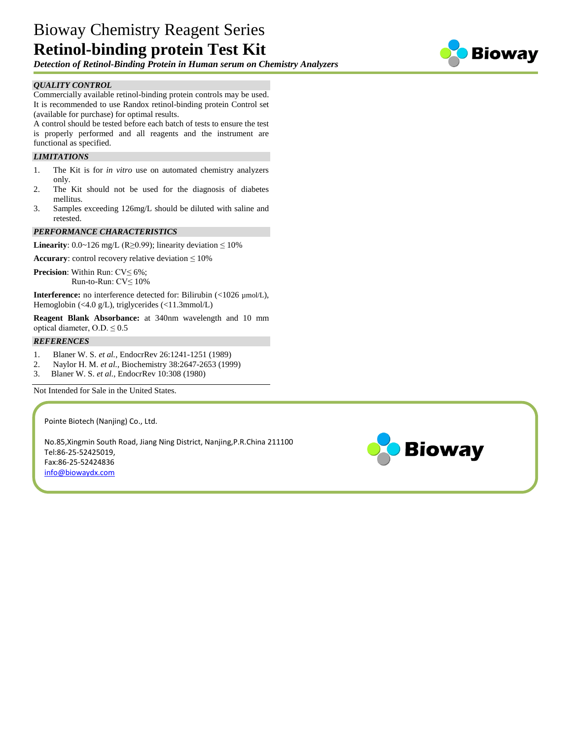# Bioway Chemistry Reagent Series

# Retinol-binding protein Test Kit

***Detection of Retinol-Binding Protein in Human serum on Chemistry Analyzers***

### *QUALITY CONTROL*

Commercially available retinol-binding protein controls may be used. It is recommended to use Randox retinol-binding protein Control set (available for purchase) for optimal results.

A control should be tested before each batch of tests to ensure the test is properly performed and all reagents and the instrument are functional as specified.

### *LIMITATIONS*

1. The Kit is for *in vitro* use on automated chemistry analyzers only.
2. The Kit should not be used for the diagnosis of diabetes mellitus.
3. Samples exceeding 126mg/L should be diluted with saline and retested.

### *PERFORMANCE CHARACTERISTICS*

**Linearity**: 0.0~126 mg/L (R≥0.99); linearity deviation ≤ 10%

**Accurary**: control recovery relative deviation ≤ 10%

**Precision**: Within Run: CV≤ 6%;
Run-to-Run: CV≤ 10%

**Interference:** no interference detected for: Bilirubin (<1026 μmol/L), Hemoglobin (<4.0 g/L), triglycerides (<11.3mmol/L)

**Reagent Blank Absorbance:** at 340nm wavelength and 10 mm optical diameter, O.D. ≤ 0.5

### *REFERENCES*

1. Blaner W. S. *et al.*, EndocrRev 26:1241-1251 (1989)
2. Naylor H. M. *et al.*, Biochemistry 38:2647-2653 (1999)
3. Blaner W. S. *et al.*, EndocrRev 10:308 (1980)

Not Intended for Sale in the United States.

Pointe Biotech (Nanjing) Co., Ltd.

No.85,Xingmin South Road, Jiang Ning District, Nanjing,P.R.China 211100
Tel:86-25-52425019,
Fax:86-25-52424836
info@biowaydx.com